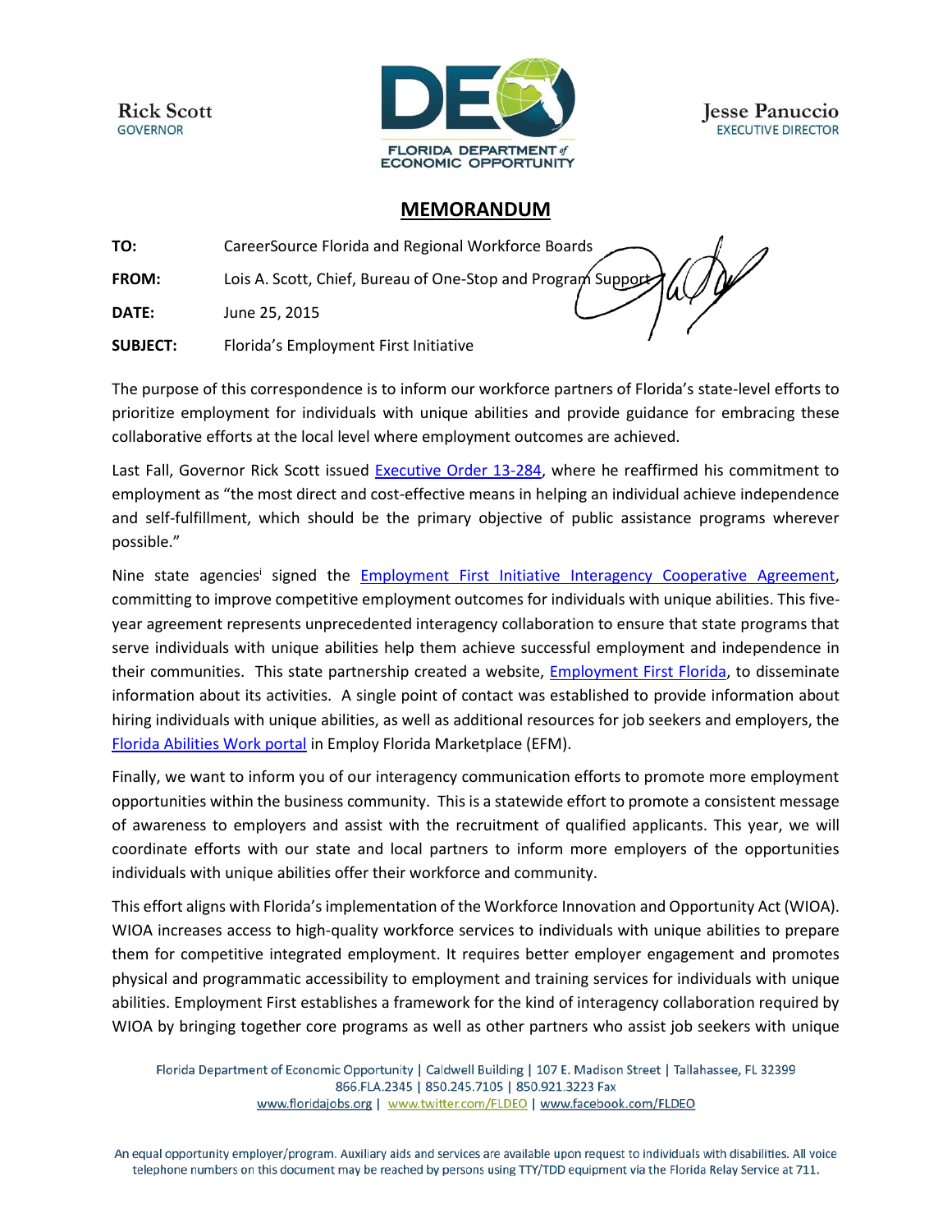Rick Scott
GOVERNOR

FLORIDA DEPARTMENT of ECONOMIC OPPORTUNITY

Jesse Panuccio
EXECUTIVE DIRECTOR

# MEMORANDUM

**TO:** CareerSource Florida and Regional Workforce Boards

**FROM:** Lois A. Scott, Chief, Bureau of One-Stop and Program Support

**DATE:** June 25, 2015

**SUBJECT:** Florida's Employment First Initiative

The purpose of this correspondence is to inform our workforce partners of Florida's state-level efforts to prioritize employment for individuals with unique abilities and provide guidance for embracing these collaborative efforts at the local level where employment outcomes are achieved.

Last Fall, Governor Rick Scott issued Executive Order 13-284, where he reaffirmed his commitment to employment as "the most direct and cost-effective means in helping an individual achieve independence and self-fulfillment, which should be the primary objective of public assistance programs wherever possible."

Nine state agencies[i] signed the Employment First Initiative Interagency Cooperative Agreement, committing to improve competitive employment outcomes for individuals with unique abilities. This five-year agreement represents unprecedented interagency collaboration to ensure that state programs that serve individuals with unique abilities help them achieve successful employment and independence in their communities. This state partnership created a website, Employment First Florida, to disseminate information about its activities. A single point of contact was established to provide information about hiring individuals with unique abilities, as well as additional resources for job seekers and employers, the Florida Abilities Work portal in Employ Florida Marketplace (EFM).

Finally, we want to inform you of our interagency communication efforts to promote more employment opportunities within the business community. This is a statewide effort to promote a consistent message of awareness to employers and assist with the recruitment of qualified applicants. This year, we will coordinate efforts with our state and local partners to inform more employers of the opportunities individuals with unique abilities offer their workforce and community.

This effort aligns with Florida's implementation of the Workforce Innovation and Opportunity Act (WIOA). WIOA increases access to high-quality workforce services to individuals with unique abilities to prepare them for competitive integrated employment. It requires better employer engagement and promotes physical and programmatic accessibility to employment and training services for individuals with unique abilities. Employment First establishes a framework for the kind of interagency collaboration required by WIOA by bringing together core programs as well as other partners who assist job seekers with unique

Florida Department of Economic Opportunity | Caldwell Building | 107 E. Madison Street | Tallahassee, FL 32399
866.FLA.2345 | 850.245.7105 | 850.921.3223 Fax
www.floridajobs.org | www.twitter.com/FLDEO | www.facebook.com/FLDEO

An equal opportunity employer/program. Auxiliary aids and services are available upon request to individuals with disabilities. All voice telephone numbers on this document may be reached by persons using TTY/TDD equipment via the Florida Relay Service at 711.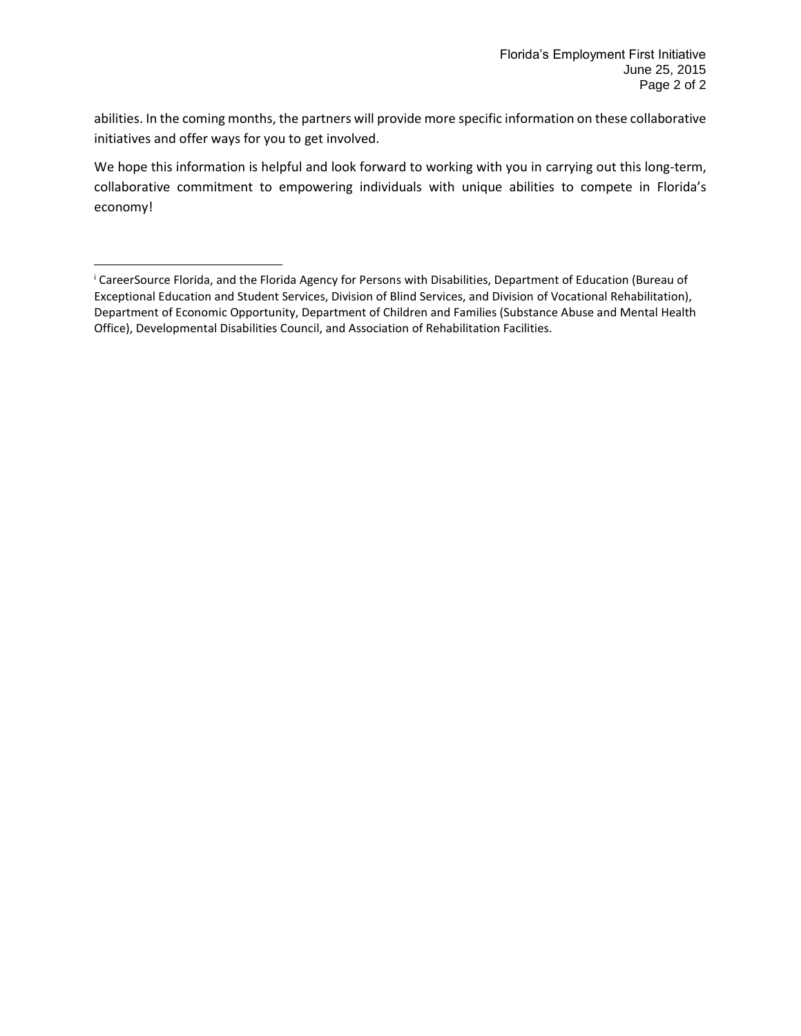abilities. In the coming months, the partners will provide more specific information on these collaborative initiatives and offer ways for you to get involved.

We hope this information is helpful and look forward to working with you in carrying out this long-term, collaborative commitment to empowering individuals with unique abilities to compete in Florida's economy!

---

[i] CareerSource Florida, and the Florida Agency for Persons with Disabilities, Department of Education (Bureau of Exceptional Education and Student Services, Division of Blind Services, and Division of Vocational Rehabilitation), Department of Economic Opportunity, Department of Children and Families (Substance Abuse and Mental Health Office), Developmental Disabilities Council, and Association of Rehabilitation Facilities.